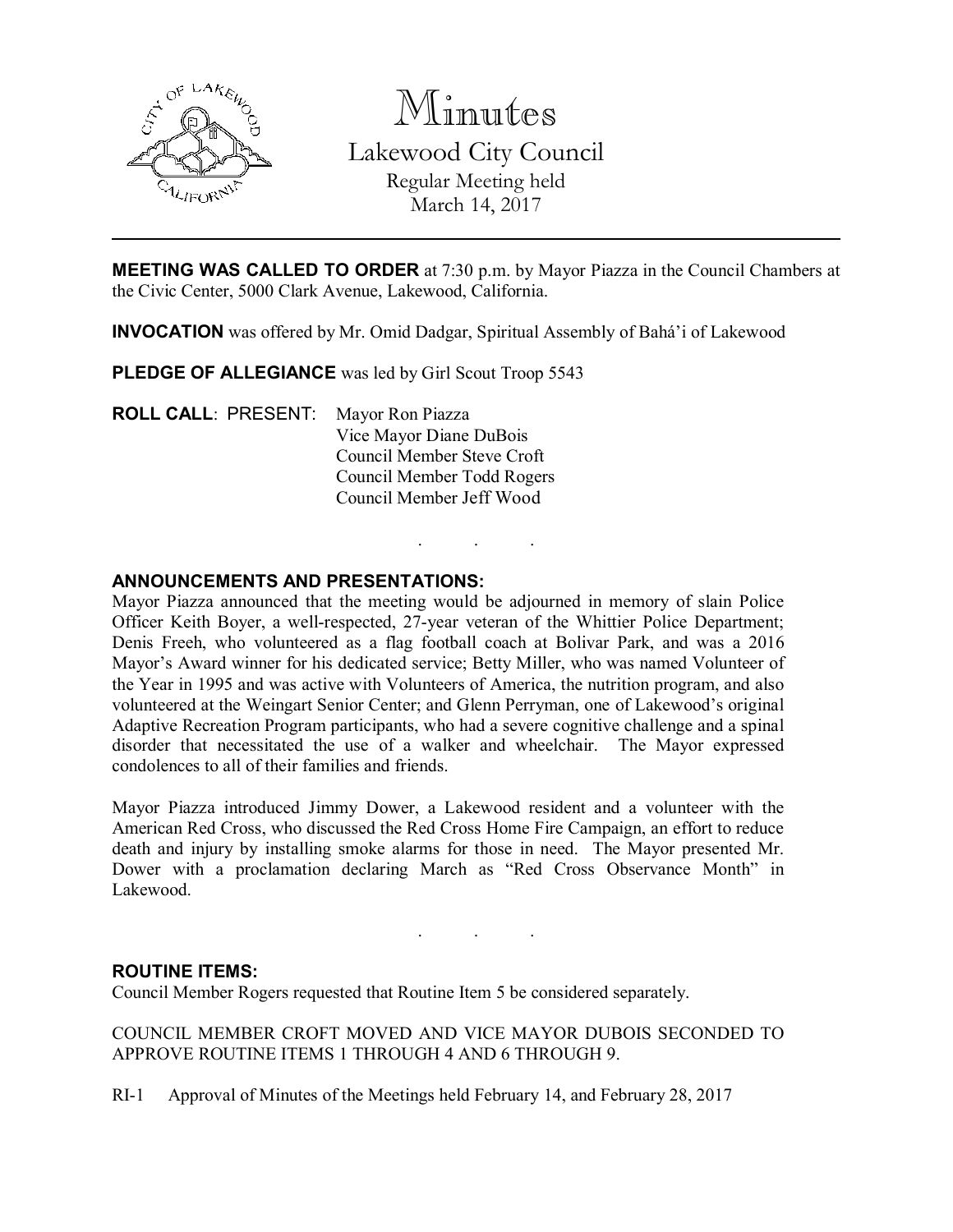# Minutes

## Lakewood City Council

Regular Meeting held
March 14, 2017

---

**MEETING WAS CALLED TO ORDER** at 7:30 p.m. by Mayor Piazza in the Council Chambers at the Civic Center, 5000 Clark Avenue, Lakewood, California.

**INVOCATION** was offered by Mr. Omid Dadgar, Spiritual Assembly of Bahá'i of Lakewood

**PLEDGE OF ALLEGIANCE** was led by Girl Scout Troop 5543

**ROLL CALL**: PRESENT:
Mayor Ron Piazza
Vice Mayor Diane DuBois
Council Member Steve Croft
Council Member Todd Rogers
Council Member Jeff Wood

. . .

**ANNOUNCEMENTS AND PRESENTATIONS:**

Mayor Piazza announced that the meeting would be adjourned in memory of slain Police Officer Keith Boyer, a well-respected, 27-year veteran of the Whittier Police Department; Denis Freeh, who volunteered as a flag football coach at Bolivar Park, and was a 2016 Mayor's Award winner for his dedicated service; Betty Miller, who was named Volunteer of the Year in 1995 and was active with Volunteers of America, the nutrition program, and also volunteered at the Weingart Senior Center; and Glenn Perryman, one of Lakewood's original Adaptive Recreation Program participants, who had a severe cognitive challenge and a spinal disorder that necessitated the use of a walker and wheelchair. The Mayor expressed condolences to all of their families and friends.

Mayor Piazza introduced Jimmy Dower, a Lakewood resident and a volunteer with the American Red Cross, who discussed the Red Cross Home Fire Campaign, an effort to reduce death and injury by installing smoke alarms for those in need. The Mayor presented Mr. Dower with a proclamation declaring March as "Red Cross Observance Month" in Lakewood.

. . .

**ROUTINE ITEMS:**

Council Member Rogers requested that Routine Item 5 be considered separately.

COUNCIL MEMBER CROFT MOVED AND VICE MAYOR DUBOIS SECONDED TO APPROVE ROUTINE ITEMS 1 THROUGH 4 AND 6 THROUGH 9.

RI-1 Approval of Minutes of the Meetings held February 14, and February 28, 2017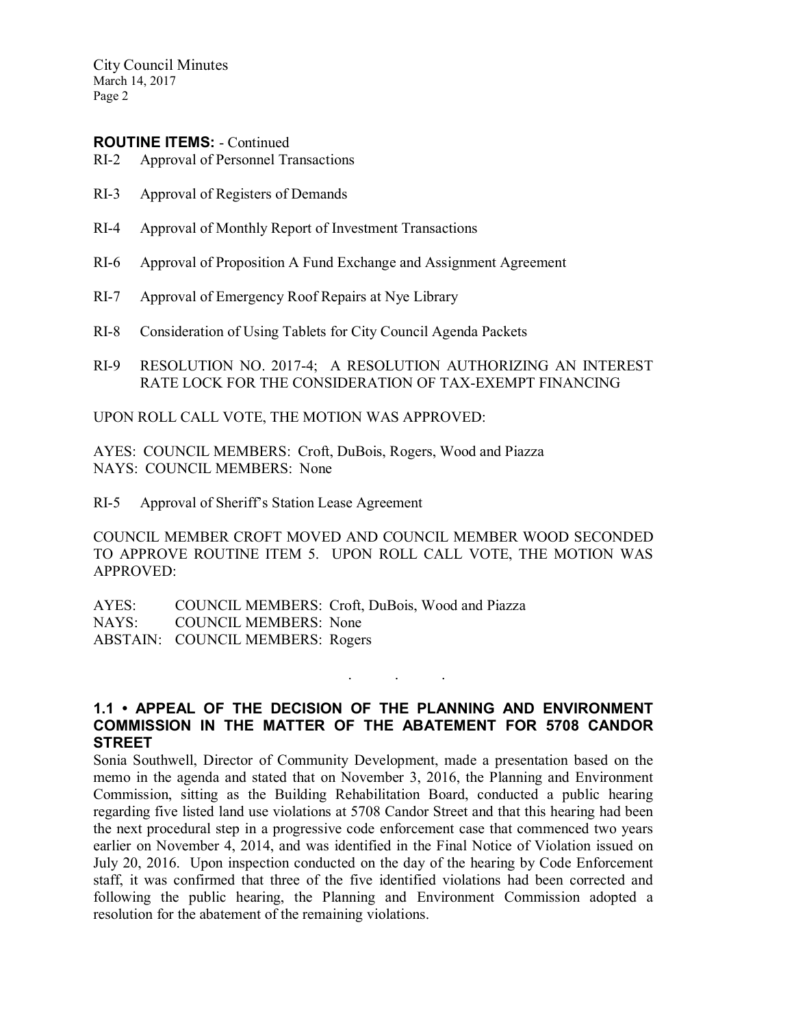**ROUTINE ITEMS:** - Continued

RI-2 Approval of Personnel Transactions

RI-3 Approval of Registers of Demands

RI-4 Approval of Monthly Report of Investment Transactions

RI-6 Approval of Proposition A Fund Exchange and Assignment Agreement

RI-7 Approval of Emergency Roof Repairs at Nye Library

RI-8 Consideration of Using Tablets for City Council Agenda Packets

RI-9 RESOLUTION NO. 2017-4; A RESOLUTION AUTHORIZING AN INTEREST RATE LOCK FOR THE CONSIDERATION OF TAX-EXEMPT FINANCING

UPON ROLL CALL VOTE, THE MOTION WAS APPROVED:

AYES: COUNCIL MEMBERS: Croft, DuBois, Rogers, Wood and Piazza
NAYS: COUNCIL MEMBERS: None

RI-5 Approval of Sheriff's Station Lease Agreement

COUNCIL MEMBER CROFT MOVED AND COUNCIL MEMBER WOOD SECONDED TO APPROVE ROUTINE ITEM 5. UPON ROLL CALL VOTE, THE MOTION WAS APPROVED:

AYES: COUNCIL MEMBERS: Croft, DuBois, Wood and Piazza
NAYS: COUNCIL MEMBERS: None
ABSTAIN: COUNCIL MEMBERS: Rogers

. . .

**1.1 • APPEAL OF THE DECISION OF THE PLANNING AND ENVIRONMENT COMMISSION IN THE MATTER OF THE ABATEMENT FOR 5708 CANDOR STREET**

Sonia Southwell, Director of Community Development, made a presentation based on the memo in the agenda and stated that on November 3, 2016, the Planning and Environment Commission, sitting as the Building Rehabilitation Board, conducted a public hearing regarding five listed land use violations at 5708 Candor Street and that this hearing had been the next procedural step in a progressive code enforcement case that commenced two years earlier on November 4, 2014, and was identified in the Final Notice of Violation issued on July 20, 2016. Upon inspection conducted on the day of the hearing by Code Enforcement staff, it was confirmed that three of the five identified violations had been corrected and following the public hearing, the Planning and Environment Commission adopted a resolution for the abatement of the remaining violations.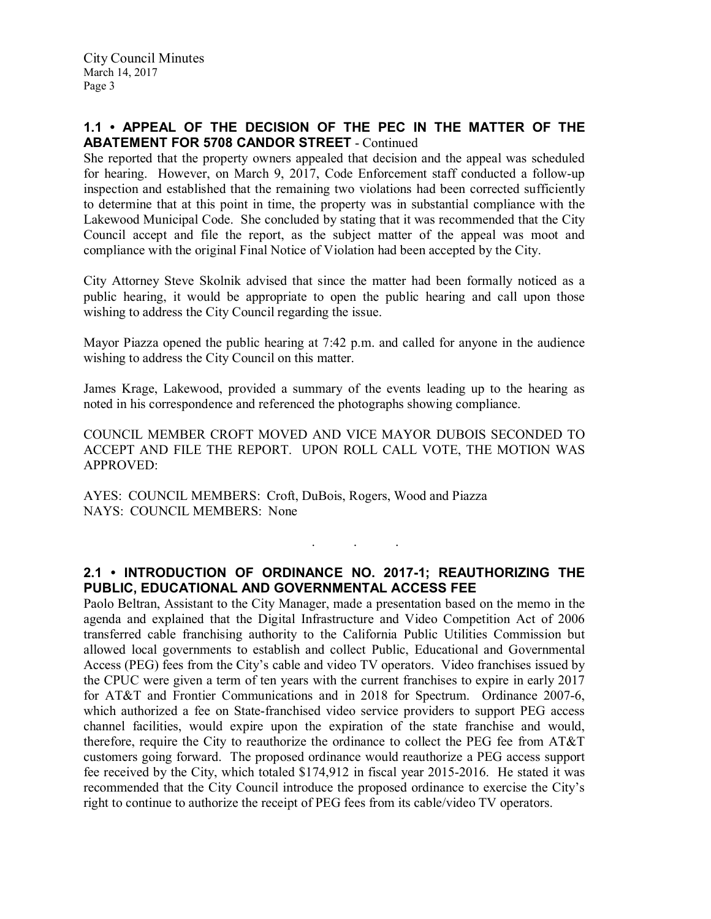## 1.1 • APPEAL OF THE DECISION OF THE PEC IN THE MATTER OF THE ABATEMENT FOR 5708 CANDOR STREET - Continued

She reported that the property owners appealed that decision and the appeal was scheduled for hearing. However, on March 9, 2017, Code Enforcement staff conducted a follow-up inspection and established that the remaining two violations had been corrected sufficiently to determine that at this point in time, the property was in substantial compliance with the Lakewood Municipal Code. She concluded by stating that it was recommended that the City Council accept and file the report, as the subject matter of the appeal was moot and compliance with the original Final Notice of Violation had been accepted by the City.

City Attorney Steve Skolnik advised that since the matter had been formally noticed as a public hearing, it would be appropriate to open the public hearing and call upon those wishing to address the City Council regarding the issue.

Mayor Piazza opened the public hearing at 7:42 p.m. and called for anyone in the audience wishing to address the City Council on this matter.

James Krage, Lakewood, provided a summary of the events leading up to the hearing as noted in his correspondence and referenced the photographs showing compliance.

COUNCIL MEMBER CROFT MOVED AND VICE MAYOR DUBOIS SECONDED TO ACCEPT AND FILE THE REPORT. UPON ROLL CALL VOTE, THE MOTION WAS APPROVED:

AYES: COUNCIL MEMBERS: Croft, DuBois, Rogers, Wood and Piazza
NAYS: COUNCIL MEMBERS: None

. . .

## 2.1 • INTRODUCTION OF ORDINANCE NO. 2017-1; REAUTHORIZING THE PUBLIC, EDUCATIONAL AND GOVERNMENTAL ACCESS FEE

Paolo Beltran, Assistant to the City Manager, made a presentation based on the memo in the agenda and explained that the Digital Infrastructure and Video Competition Act of 2006 transferred cable franchising authority to the California Public Utilities Commission but allowed local governments to establish and collect Public, Educational and Governmental Access (PEG) fees from the City's cable and video TV operators. Video franchises issued by the CPUC were given a term of ten years with the current franchises to expire in early 2017 for AT&T and Frontier Communications and in 2018 for Spectrum. Ordinance 2007-6, which authorized a fee on State-franchised video service providers to support PEG access channel facilities, would expire upon the expiration of the state franchise and would, therefore, require the City to reauthorize the ordinance to collect the PEG fee from AT&T customers going forward. The proposed ordinance would reauthorize a PEG access support fee received by the City, which totaled $174,912 in fiscal year 2015-2016. He stated it was recommended that the City Council introduce the proposed ordinance to exercise the City's right to continue to authorize the receipt of PEG fees from its cable/video TV operators.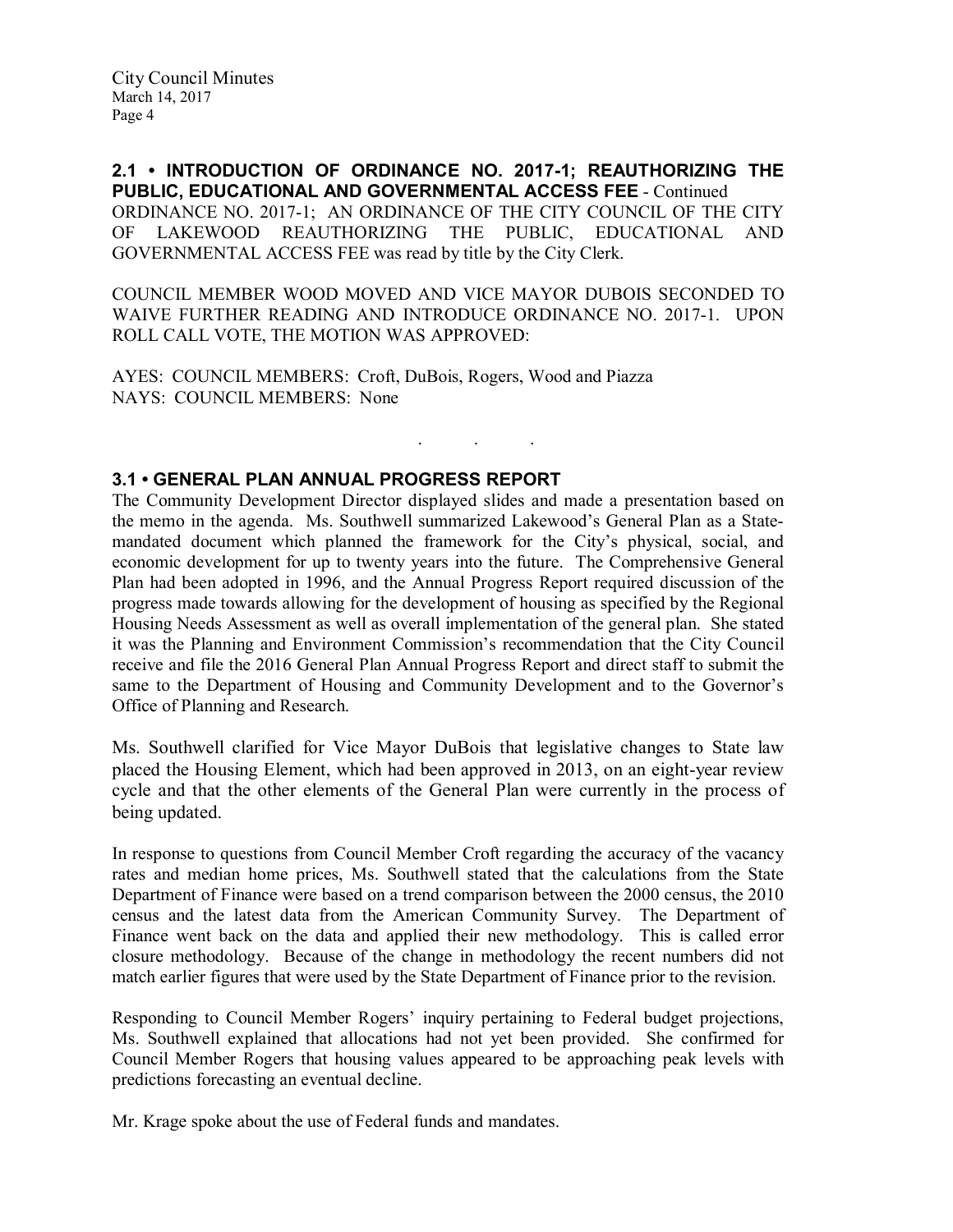**2.1 • INTRODUCTION OF ORDINANCE NO. 2017-1; REAUTHORIZING THE PUBLIC, EDUCATIONAL AND GOVERNMENTAL ACCESS FEE** - Continued
ORDINANCE NO. 2017-1; AN ORDINANCE OF THE CITY COUNCIL OF THE CITY OF LAKEWOOD REAUTHORIZING THE PUBLIC, EDUCATIONAL AND GOVERNMENTAL ACCESS FEE was read by title by the City Clerk.

COUNCIL MEMBER WOOD MOVED AND VICE MAYOR DUBOIS SECONDED TO WAIVE FURTHER READING AND INTRODUCE ORDINANCE NO. 2017-1. UPON ROLL CALL VOTE, THE MOTION WAS APPROVED:

AYES: COUNCIL MEMBERS: Croft, DuBois, Rogers, Wood and Piazza
NAYS: COUNCIL MEMBERS: None

. . .

**3.1 • GENERAL PLAN ANNUAL PROGRESS REPORT**
The Community Development Director displayed slides and made a presentation based on the memo in the agenda. Ms. Southwell summarized Lakewood's General Plan as a State-mandated document which planned the framework for the City's physical, social, and economic development for up to twenty years into the future. The Comprehensive General Plan had been adopted in 1996, and the Annual Progress Report required discussion of the progress made towards allowing for the development of housing as specified by the Regional Housing Needs Assessment as well as overall implementation of the general plan. She stated it was the Planning and Environment Commission's recommendation that the City Council receive and file the 2016 General Plan Annual Progress Report and direct staff to submit the same to the Department of Housing and Community Development and to the Governor's Office of Planning and Research.

Ms. Southwell clarified for Vice Mayor DuBois that legislative changes to State law placed the Housing Element, which had been approved in 2013, on an eight-year review cycle and that the other elements of the General Plan were currently in the process of being updated.

In response to questions from Council Member Croft regarding the accuracy of the vacancy rates and median home prices, Ms. Southwell stated that the calculations from the State Department of Finance were based on a trend comparison between the 2000 census, the 2010 census and the latest data from the American Community Survey. The Department of Finance went back on the data and applied their new methodology. This is called error closure methodology. Because of the change in methodology the recent numbers did not match earlier figures that were used by the State Department of Finance prior to the revision.

Responding to Council Member Rogers' inquiry pertaining to Federal budget projections, Ms. Southwell explained that allocations had not yet been provided. She confirmed for Council Member Rogers that housing values appeared to be approaching peak levels with predictions forecasting an eventual decline.

Mr. Krage spoke about the use of Federal funds and mandates.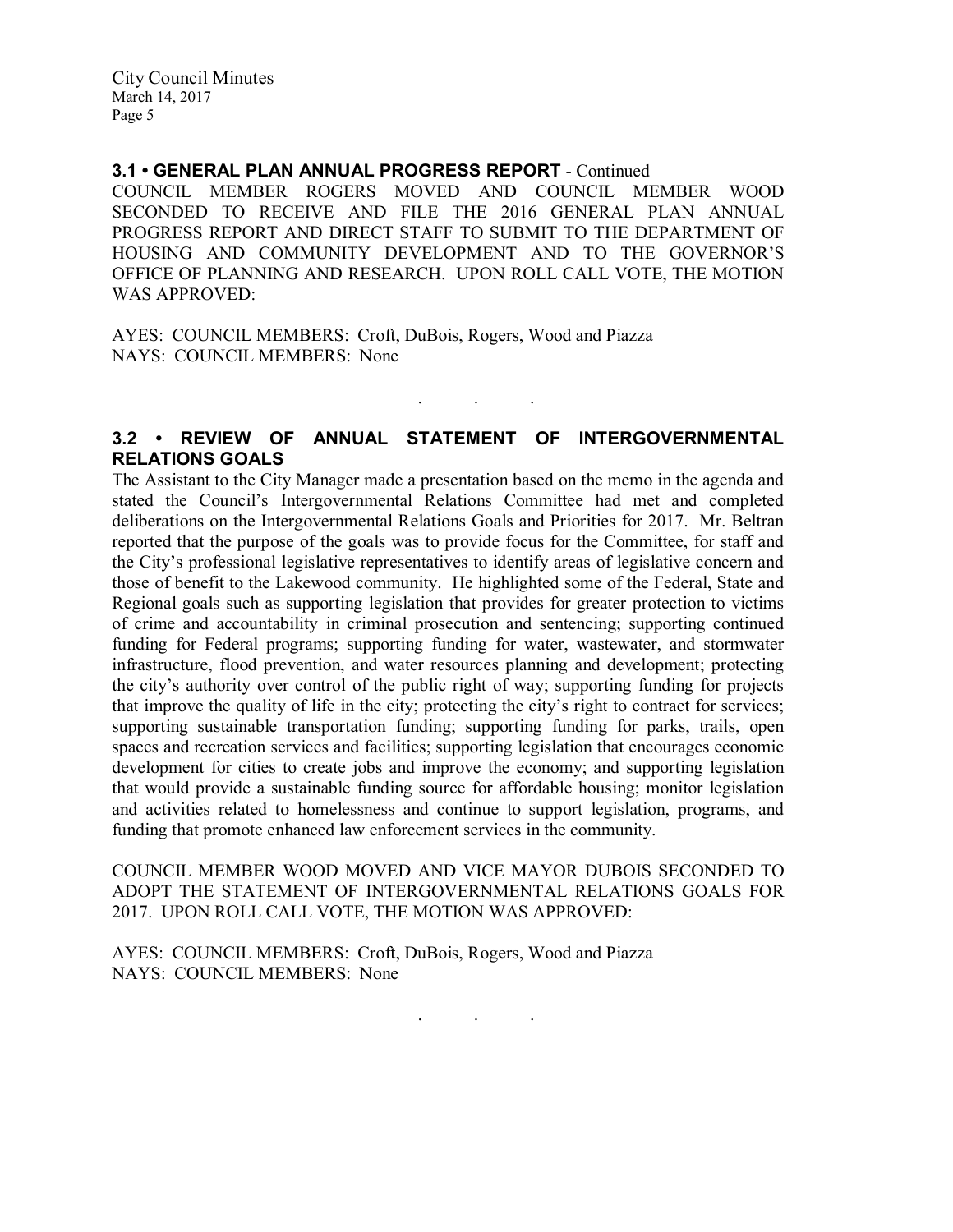### 3.1 • GENERAL PLAN ANNUAL PROGRESS REPORT - Continued

COUNCIL MEMBER ROGERS MOVED AND COUNCIL MEMBER WOOD SECONDED TO RECEIVE AND FILE THE 2016 GENERAL PLAN ANNUAL PROGRESS REPORT AND DIRECT STAFF TO SUBMIT TO THE DEPARTMENT OF HOUSING AND COMMUNITY DEVELOPMENT AND TO THE GOVERNOR'S OFFICE OF PLANNING AND RESEARCH. UPON ROLL CALL VOTE, THE MOTION WAS APPROVED:

AYES: COUNCIL MEMBERS: Croft, DuBois, Rogers, Wood and Piazza
NAYS: COUNCIL MEMBERS: None

. . .

### 3.2 • REVIEW OF ANNUAL STATEMENT OF INTERGOVERNMENTAL RELATIONS GOALS

The Assistant to the City Manager made a presentation based on the memo in the agenda and stated the Council's Intergovernmental Relations Committee had met and completed deliberations on the Intergovernmental Relations Goals and Priorities for 2017. Mr. Beltran reported that the purpose of the goals was to provide focus for the Committee, for staff and the City's professional legislative representatives to identify areas of legislative concern and those of benefit to the Lakewood community. He highlighted some of the Federal, State and Regional goals such as supporting legislation that provides for greater protection to victims of crime and accountability in criminal prosecution and sentencing; supporting continued funding for Federal programs; supporting funding for water, wastewater, and stormwater infrastructure, flood prevention, and water resources planning and development; protecting the city's authority over control of the public right of way; supporting funding for projects that improve the quality of life in the city; protecting the city's right to contract for services; supporting sustainable transportation funding; supporting funding for parks, trails, open spaces and recreation services and facilities; supporting legislation that encourages economic development for cities to create jobs and improve the economy; and supporting legislation that would provide a sustainable funding source for affordable housing; monitor legislation and activities related to homelessness and continue to support legislation, programs, and funding that promote enhanced law enforcement services in the community.

COUNCIL MEMBER WOOD MOVED AND VICE MAYOR DUBOIS SECONDED TO ADOPT THE STATEMENT OF INTERGOVERNMENTAL RELATIONS GOALS FOR 2017. UPON ROLL CALL VOTE, THE MOTION WAS APPROVED:

AYES: COUNCIL MEMBERS: Croft, DuBois, Rogers, Wood and Piazza
NAYS: COUNCIL MEMBERS: None

. . .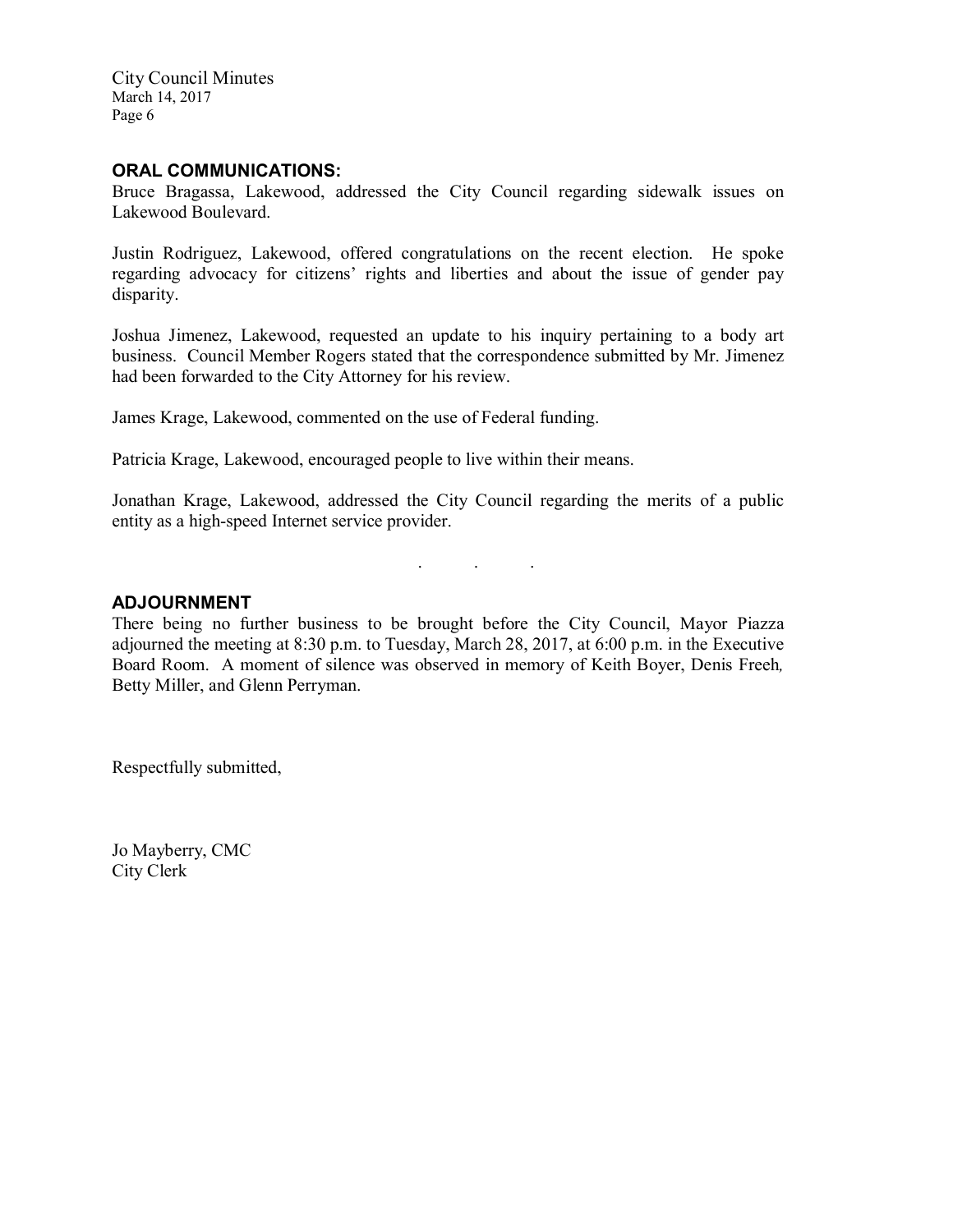## ORAL COMMUNICATIONS:

Bruce Bragassa, Lakewood, addressed the City Council regarding sidewalk issues on Lakewood Boulevard.

Justin Rodriguez, Lakewood, offered congratulations on the recent election. He spoke regarding advocacy for citizens' rights and liberties and about the issue of gender pay disparity.

Joshua Jimenez, Lakewood, requested an update to his inquiry pertaining to a body art business. Council Member Rogers stated that the correspondence submitted by Mr. Jimenez had been forwarded to the City Attorney for his review.

James Krage, Lakewood, commented on the use of Federal funding.

Patricia Krage, Lakewood, encouraged people to live within their means.

Jonathan Krage, Lakewood, addressed the City Council regarding the merits of a public entity as a high-speed Internet service provider.

. . .

## ADJOURNMENT

There being no further business to be brought before the City Council, Mayor Piazza adjourned the meeting at 8:30 p.m. to Tuesday, March 28, 2017, at 6:00 p.m. in the Executive Board Room. A moment of silence was observed in memory of Keith Boyer, Denis Freeh, Betty Miller, and Glenn Perryman.

Respectfully submitted,

Jo Mayberry, CMC  
City Clerk